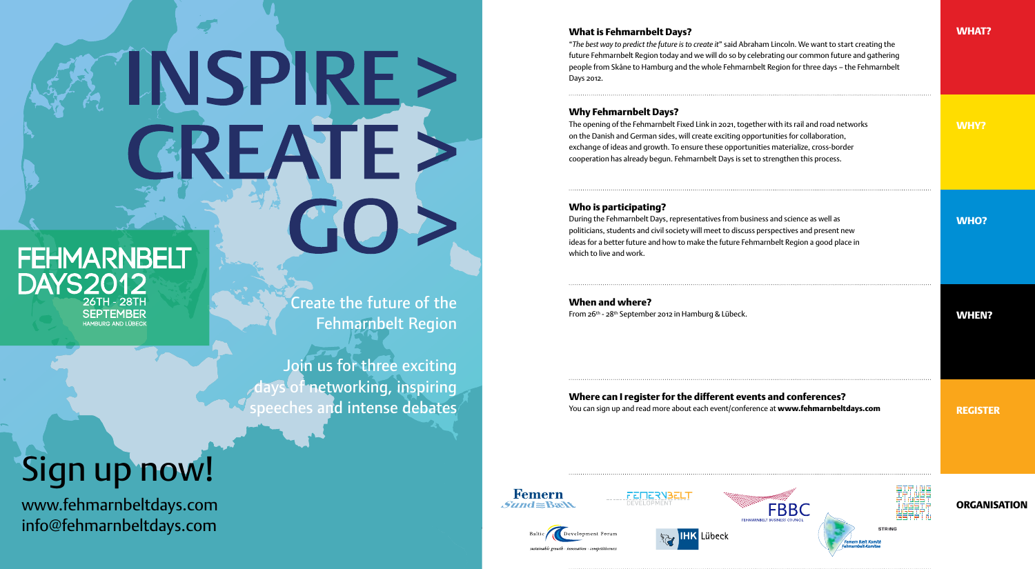# INSPIRE > CREATE > GO >

**FEHMARNBELT DAYS2012**
26TH - 28TH SEPTEMBER
HAMBURG AND LÜBECK

Create the future of the Fehmarnbelt Region

Join us for three exciting days of networking, inspiring speeches and intense debates

## Sign up now!

www.fehmarnbeltdays.com
info@fehmarnbeltdays.com

---

**WHAT?**

### What is Fehmarnbelt Days?

"*The best way to predict the future is to create it*" said Abraham Lincoln. We want to start creating the future Fehmarnbelt Region today and we will do so by celebrating our common future and gathering people from Skåne to Hamburg and the whole Fehmarnbelt Region for three days – the Fehmarnbelt Days 2012.

**WHY?**

### Why Fehmarnbelt Days?

The opening of the Fehmarnbelt Fixed Link in 2021, together with its rail and road networks on the Danish and German sides, will create exciting opportunities for collaboration, exchange of ideas and growth. To ensure these opportunities materialize, cross-border cooperation has already begun. Fehmarnbelt Days is set to strengthen this process.

**WHO?**

### Who is participating?

During the Fehmarnbelt Days, representatives from business and science as well as politicians, students and civil society will meet to discuss perspectives and present new ideas for a better future and how to make the future Fehmarnbelt Region a good place in which to live and work.

**WHEN?**

### When and where?

From 26th - 28th September 2012 in Hamburg & Lübeck.

**REGISTER**

### Where can I register for the different events and conferences?

You can sign up and read more about each event/conference at **www.fehmarnbeltdays.com**

**ORGANISATION**

Femern Sund Bælt · Fehmarnbelt Development · FBBC Fehmarnbelt Business Council · STRING · Baltic Development Forum – sustainable growth · innovation · competitiveness · IHK Lübeck · Femern Bælt Komité / Fehmarnbelt-Komitee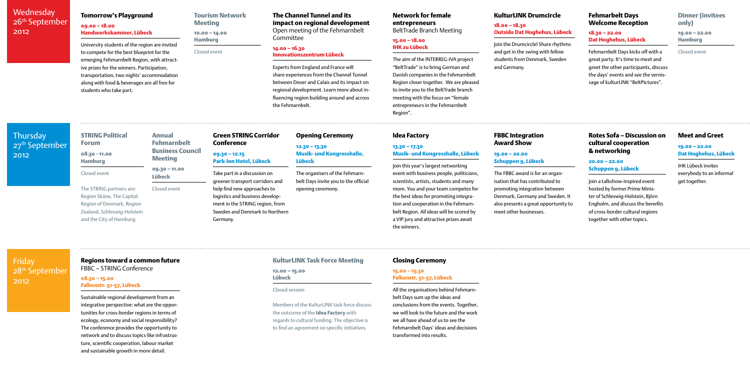## Wednesday 26th September 2012

### Tomorrow's Playground

**09.00 – 18.00**
**Handwerkskammer, Lübeck**

University students of the region are invited to compete for the best blueprint for the emerging Fehmarnbelt Region, with attractive prizes for the winners. Participation, transportation, two nights' accommodation along with food & beverages are all free for students who take part.

### Tourism Network Meeting

**10.00 – 14.00**
**Hamburg**

Closed event

### The Channel Tunnel and its impact on regional development

Open meeting of the Fehmarnbelt Committee

**14.00 – 16.30**
**Innovationszentrum Lübeck**

Experts from England and France will share experiences from the Channel Tunnel between Dover and Calais and its impact on regional development. Learn more about influencing region building around and across the Fehmarnbelt.

### Network for female entrepreneurs

BeltTrade Branch Meeting

**15.00 – 18.00**
**IHK zu Lübeck**

The aim of the INTERREG-IVA project "BeltTrade" is to bring German and Danish companies in the Fehmarnbelt Region closer together. We are pleased to invite you to the BeltTrade branch meeting with the focus on "female entrepreneurs in the Fehmarnbelt Region".

### KulturLINK Drumcircle

**18.00 – 18.30**
**Outside Dat Hoghehus, Lübeck**

Join the Drumcircle! Share rhythms and get in the swing with fellow students from Denmark, Sweden and Germany.

### Fehmarbelt Days Welcome Reception

**18.30 – 22.00**
**Dat Hoghehus, Lübeck**

Fehmarnbelt Days kicks off with a great party. It's time to meet and greet the other participants, discuss the days' events and see the vernissage of kulturLINK "BeltPictures".

### Dinner (invitees only)

**19.00 – 22.00**
**Hamburg**

Closed event

## Thursday 27th September 2012

### STRING Political Forum

**08.30 - 11.00**
**Hamburg**

Closed event

The STRING partners are: Region Skåne, The Capital Region of Denmark, Region Zealand, Schleswig-Holstein and the City of Hamburg.

### Annual Fehmarnbelt Business Council Meeting

**09.30 – 11.00**
**Lübeck**

Closed event

### Green STRING Corridor Conference

**09.30 – 12.15**
**Park-Inn Hotel, Lübeck**

Take part in a discussion on greener transport corridors and help find new approaches to logistics and business development in the STRING region, from Sweden and Denmark to Northern Germany.

### Opening Ceremony

**12.30 – 13.30**
**Musik- und Kongresshalle, Lübeck**

The organisers of the Fehmarnbelt Days invite you to the official opening ceremony.

### Idea Factory

**13.30 – 17.30**
**Musik- und Kongresshalle, Lübeck**

Join this year's largest networking event with business people, politicians, scientists, artists, students and many more. You and your team competes for the best ideas for promoting integration and cooperation in the Fehmarnbelt Region. All ideas will be scored by a VIP jury and attractive prizes await the winners.

### FBBC Integration Award Show

**19.00 – 20.00**
**Schuppen 9, Lübeck**

The FBBC award is for an organisation that has contributed to promoting integration between Denmark, Germany and Sweden. It also presents a great opportunity to meet other businesses.

### Rotes Sofa – Discussion on cultural cooperation & networking

**20.00 – 22.00**
**Schuppen 9, Lübeck**

Join a talkshow-inspired event hosted by former Prime Minister of Schleswig-Holstein, Björn Engholm, and discuss the benefits of cross-border cultural regions together with other topics.

### Meet and Greet

**19.00 – 22.00**
**Dat Hoghehus, Lübeck**

IHK Lübeck invites everybody to an informal get together.

## Friday 28th September 2012

### Regions toward a common future

FBBC – STRING Conference

**08.30 – 15.00**
**Falkenstr. 51-57, Lübeck**

Sustainable regional development from an integrative perspective: what are the opportunities for cross-border regions in terms of ecology, economy and social responsibility? The conference provides the opportunity to network and to discuss topics like infrastructure, scientific cooperation, labour market and sustainable growth in more detail.

### KulturLINK Task Force Meeting

**12.00 – 15.00**
**Lübeck**

Closed session

Members of the KulturLINK task force discuss the outcome of the **Idea Factory** with regards to cultural funding. The objective is to find an agreement on specific initiatives.

### Closing Ceremony

**15.00 – 15.30**
**Falkenstr. 51-57, Lübeck**

All the organisations behind Fehmarnbelt Days sum up the ideas and conclusions from the events. Together, we will look to the future and the work we all have ahead of us to see the Fehmarnbelt Days' ideas and decisions transformed into results.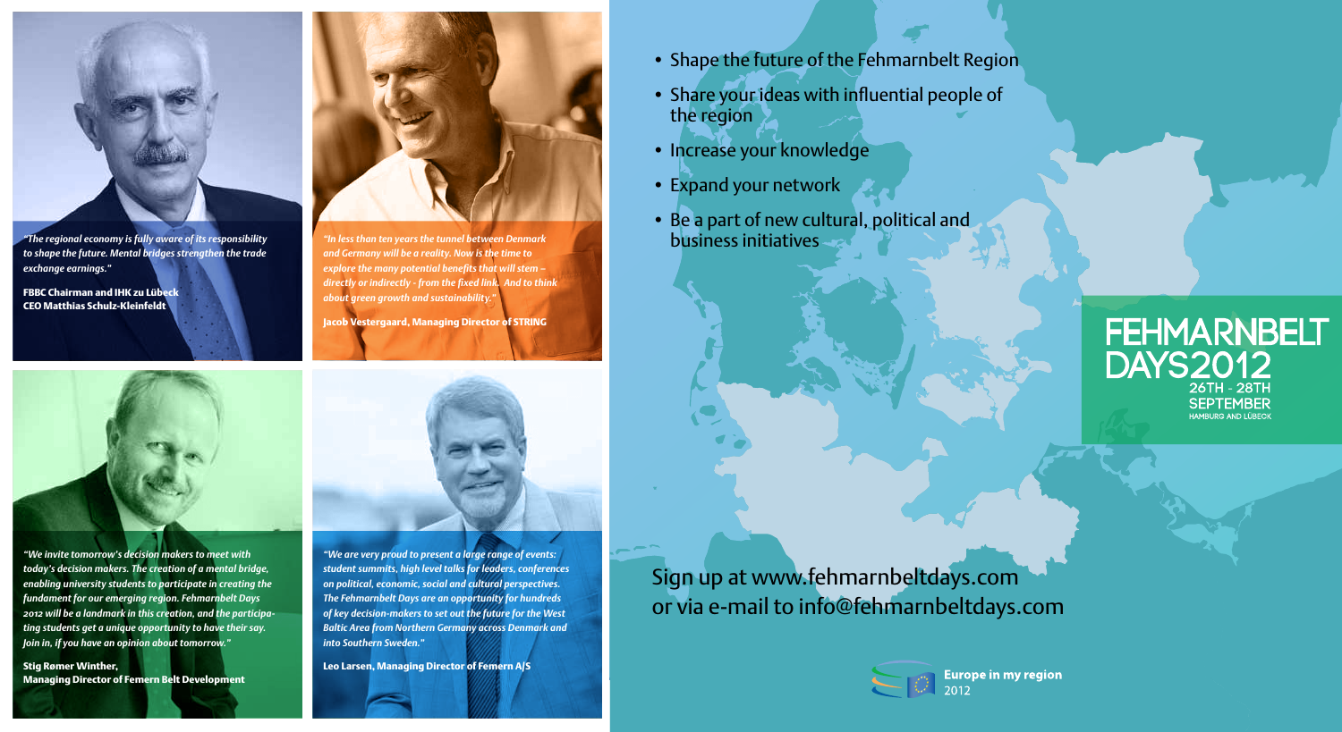*"The regional economy is fully aware of its responsibility to shape the future. Mental bridges strengthen the trade exchange earnings."*

**FBBC Chairman and IHK zu Lübeck CEO Matthias Schulz-Kleinfeldt**

*"In less than ten years the tunnel between Denmark and Germany will be a reality. Now is the time to explore the many potential benefits that will stem – directly or indirectly - from the fixed link. And to think about green growth and sustainability."*

**Jacob Vestergaard, Managing Director of STRING**

*"We invite tomorrow's decision makers to meet with today's decision makers. The creation of a mental bridge, enabling university students to participate in creating the fundament for our emerging region. Fehmarnbelt Days 2012 will be a landmark in this creation, and the participating students get a unique opportunity to have their say. Join in, if you have an opinion about tomorrow."*

**Stig Rømer Winther,**
**Managing Director of Femern Belt Development**

*"We are very proud to present a large range of events: student summits, high level talks for leaders, conferences on political, economic, social and cultural perspectives. The Fehmarnbelt Days are an opportunity for hundreds of key decision-makers to set out the future for the West Baltic Area from Northern Germany across Denmark and into Southern Sweden."*

**Leo Larsen, Managing Director of Femern A/S**

- Shape the future of the Fehmarnbelt Region
- Share your ideas with influential people of the region
- Increase your knowledge
- Expand your network
- Be a part of new cultural, political and business initiatives

# FEHMARNBELT DAYS2012

26TH - 28TH SEPTEMBER
HAMBURG AND LÜBECK

Sign up at www.fehmarnbeltdays.com
or via e-mail to info@fehmarnbeltdays.com

**Europe in my region**
2012